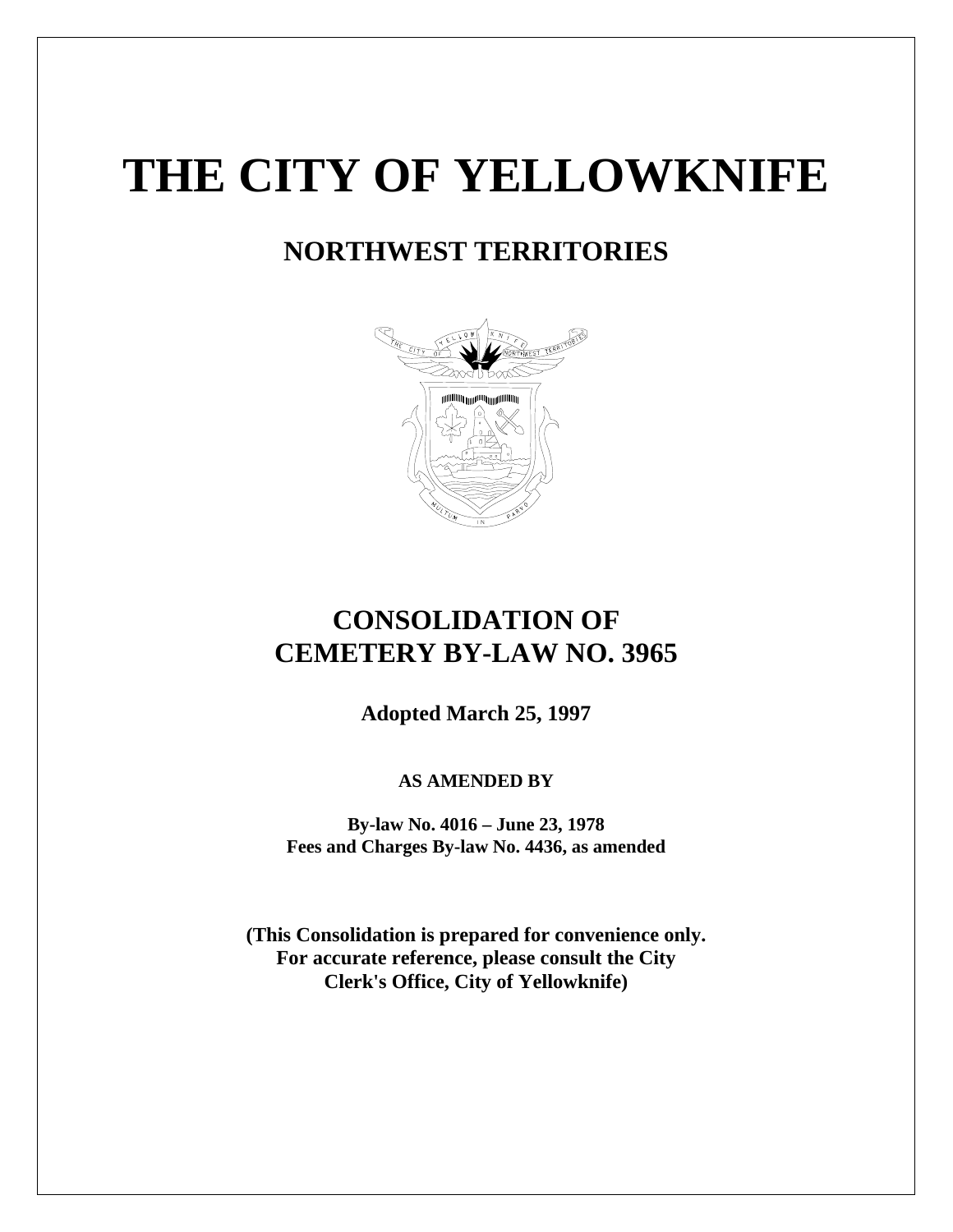# THE CITY OF YELLOWKNIFE

## NORTHWEST TERRITORIES

## CONSOLIDATION OF CEMETERY BY-LAW NO. 3965

**Adopted March 25, 1997**

**AS AMENDED BY**

**By-law No. 4016 – June 23, 1978**
**Fees and Charges By-law No. 4436, as amended**

**(This Consolidation is prepared for convenience only. For accurate reference, please consult the City Clerk's Office, City of Yellowknife)**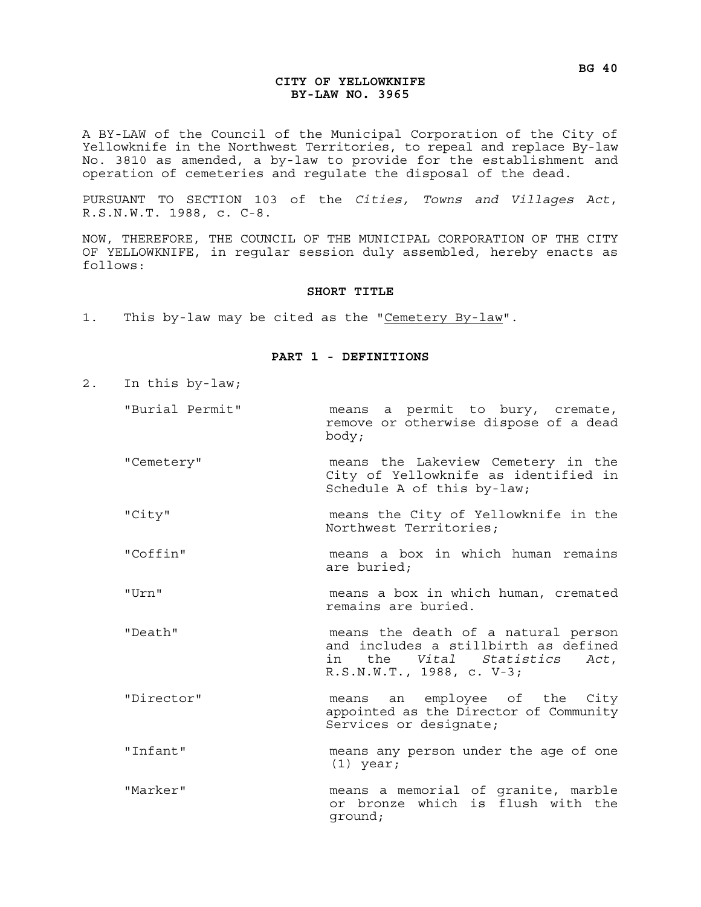**BG 40**

# CITY OF YELLOWKNIFE
# BY-LAW NO. 3965

A BY-LAW of the Council of the Municipal Corporation of the City of Yellowknife in the Northwest Territories, to repeal and replace By-law No. 3810 as amended, a by-law to provide for the establishment and operation of cemeteries and regulate the disposal of the dead.

PURSUANT TO SECTION 103 of the *Cities, Towns and Villages Act*, R.S.N.W.T. 1988, c. C-8.

NOW, THEREFORE, THE COUNCIL OF THE MUNICIPAL CORPORATION OF THE CITY OF YELLOWKNIFE, in regular session duly assembled, hereby enacts as follows:

## SHORT TITLE

1. This by-law may be cited as the "Cemetery By-law".

## PART 1 - DEFINITIONS

2. In this by-law;

"Burial Permit" means a permit to bury, cremate, remove or otherwise dispose of a dead body;

"Cemetery" means the Lakeview Cemetery in the City of Yellowknife as identified in Schedule A of this by-law;

"City" means the City of Yellowknife in the Northwest Territories;

"Coffin" means a box in which human remains are buried;

"Urn" means a box in which human, cremated remains are buried.

"Death" means the death of a natural person and includes a stillbirth as defined in the *Vital Statistics Act*, R.S.N.W.T., 1988, c. V-3;

"Director" means an employee of the City appointed as the Director of Community Services or designate;

"Infant" means any person under the age of one (1) year;

"Marker" means a memorial of granite, marble or bronze which is flush with the ground;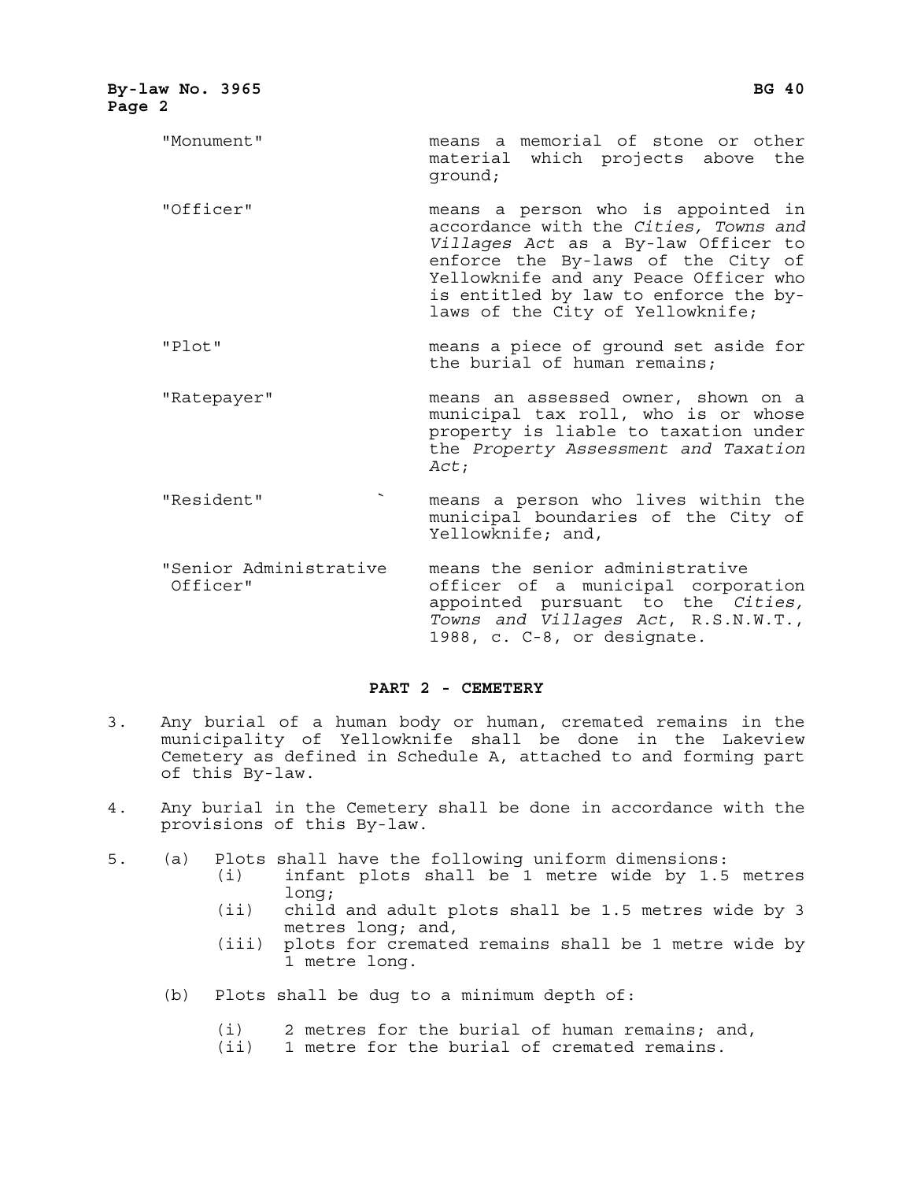"Monument" means a memorial of stone or other material which projects above the ground;

"Officer" means a person who is appointed in accordance with the *Cities, Towns and Villages Act* as a By-law Officer to enforce the By-laws of the City of Yellowknife and any Peace Officer who is entitled by law to enforce the by-laws of the City of Yellowknife;

"Plot" means a piece of ground set aside for the burial of human remains;

"Ratepayer" means an assessed owner, shown on a municipal tax roll, who is or whose property is liable to taxation under the *Property Assessment and Taxation Act*;

"Resident" means a person who lives within the municipal boundaries of the City of Yellowknife; and,

"Senior Administrative Officer" means the senior administrative officer of a municipal corporation appointed pursuant to the *Cities, Towns and Villages Act*, R.S.N.W.T., 1988, c. C-8, or designate.

## PART 2 - CEMETERY

3. Any burial of a human body or human, cremated remains in the municipality of Yellowknife shall be done in the Lakeview Cemetery as defined in Schedule A, attached to and forming part of this By-law.

4. Any burial in the Cemetery shall be done in accordance with the provisions of this By-law.

5. (a) Plots shall have the following uniform dimensions:
   - (i) infant plots shall be 1 metre wide by 1.5 metres long;
   - (ii) child and adult plots shall be 1.5 metres wide by 3 metres long; and,
   - (iii) plots for cremated remains shall be 1 metre wide by 1 metre long.

   (b) Plots shall be dug to a minimum depth of:
   - (i) 2 metres for the burial of human remains; and,
   - (ii) 1 metre for the burial of cremated remains.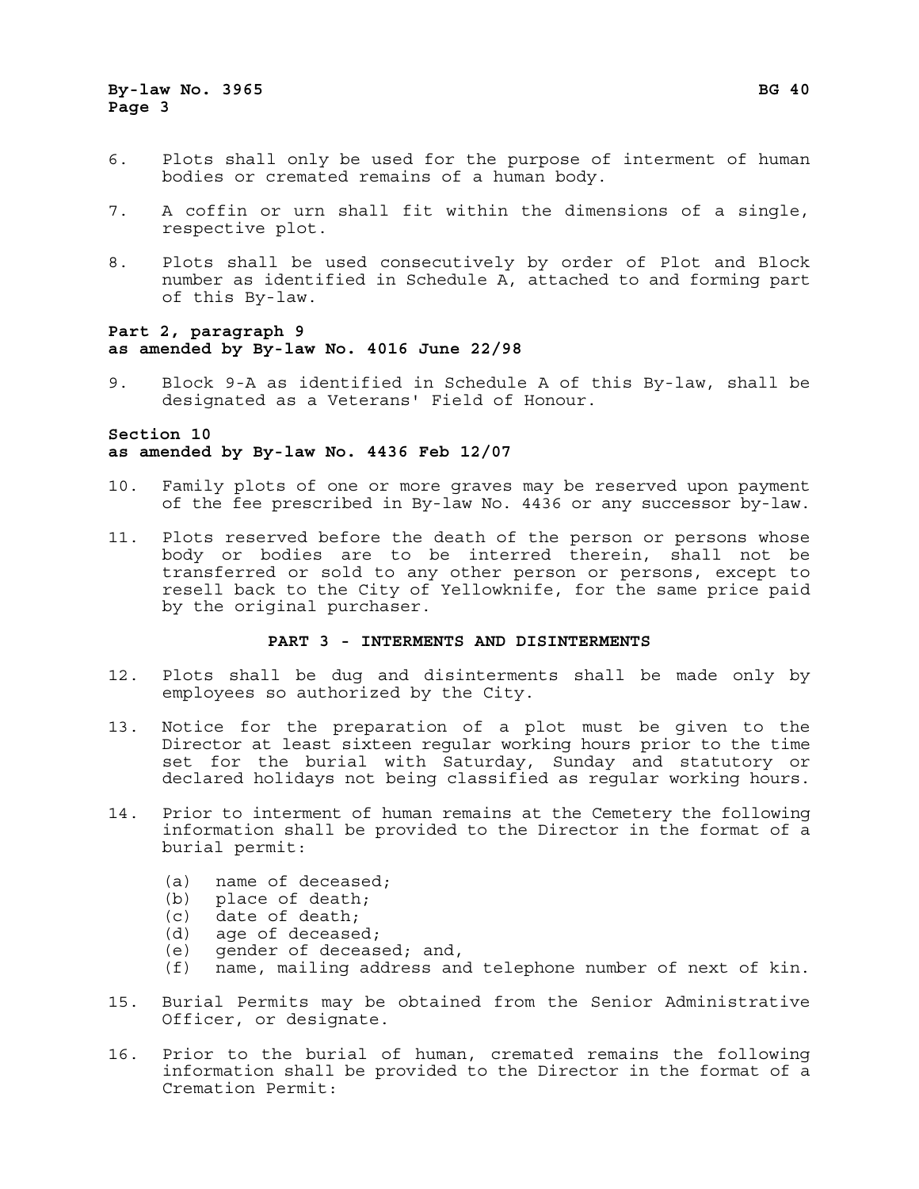6. Plots shall only be used for the purpose of interment of human bodies or cremated remains of a human body.

7. A coffin or urn shall fit within the dimensions of a single, respective plot.

8. Plots shall be used consecutively by order of Plot and Block number as identified in Schedule A, attached to and forming part of this By-law.

**Part 2, paragraph 9**
**as amended by By-law No. 4016 June 22/98**

9. Block 9-A as identified in Schedule A of this By-law, shall be designated as a Veterans' Field of Honour.

**Section 10**
**as amended by By-law No. 4436 Feb 12/07**

10. Family plots of one or more graves may be reserved upon payment of the fee prescribed in By-law No. 4436 or any successor by-law.

11. Plots reserved before the death of the person or persons whose body or bodies are to be interred therein, shall not be transferred or sold to any other person or persons, except to resell back to the City of Yellowknife, for the same price paid by the original purchaser.

## PART 3 - INTERMENTS AND DISINTERMENTS

12. Plots shall be dug and disinterments shall be made only by employees so authorized by the City.

13. Notice for the preparation of a plot must be given to the Director at least sixteen regular working hours prior to the time set for the burial with Saturday, Sunday and statutory or declared holidays not being classified as regular working hours.

14. Prior to interment of human remains at the Cemetery the following information shall be provided to the Director in the format of a burial permit:

    (a) name of deceased;
    (b) place of death;
    (c) date of death;
    (d) age of deceased;
    (e) gender of deceased; and,
    (f) name, mailing address and telephone number of next of kin.

15. Burial Permits may be obtained from the Senior Administrative Officer, or designate.

16. Prior to the burial of human, cremated remains the following information shall be provided to the Director in the format of a Cremation Permit: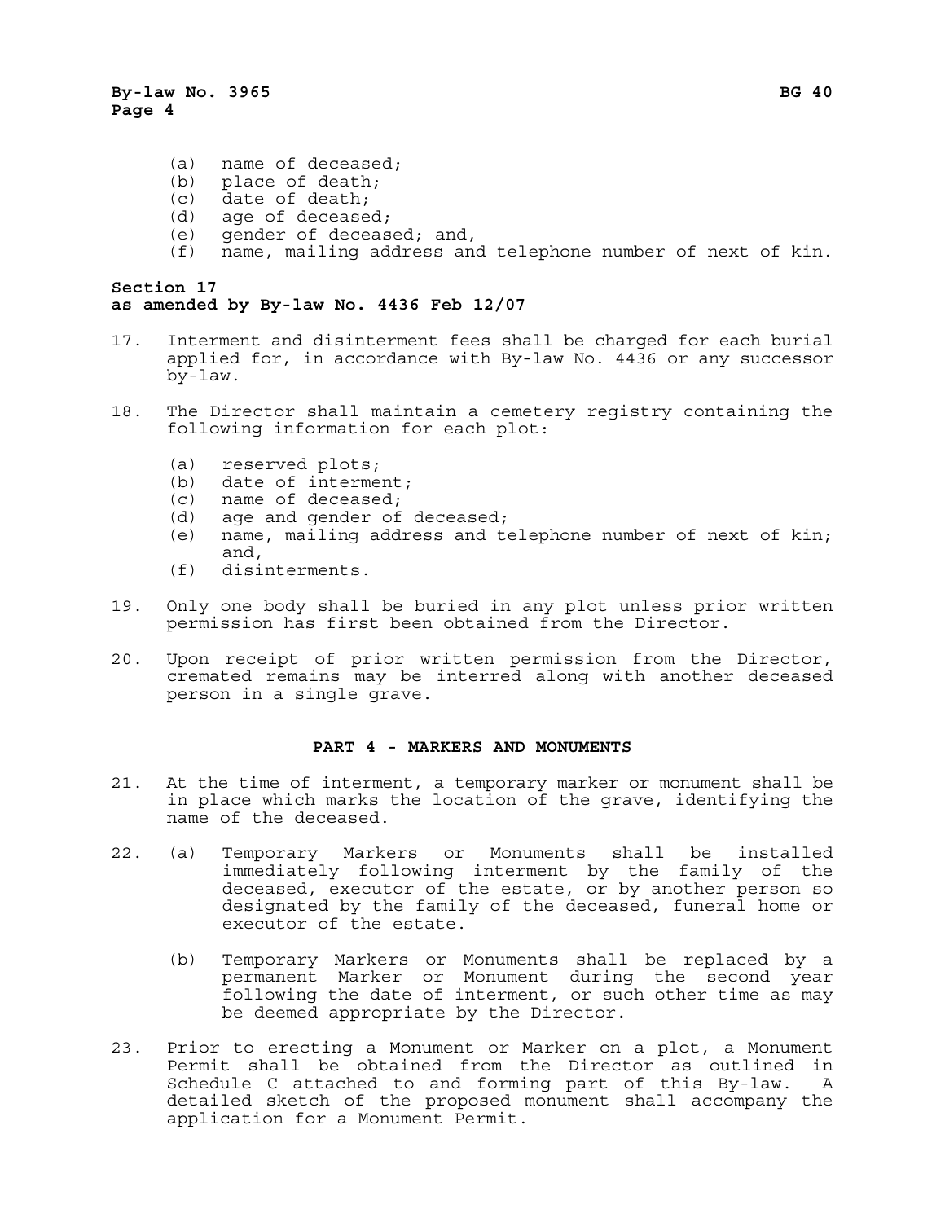(a) name of deceased;
(b) place of death;
(c) date of death;
(d) age of deceased;
(e) gender of deceased; and,
(f) name, mailing address and telephone number of next of kin.

**Section 17**
**as amended by By-law No. 4436 Feb 12/07**

17. Interment and disinterment fees shall be charged for each burial applied for, in accordance with By-law No. 4436 or any successor by-law.

18. The Director shall maintain a cemetery registry containing the following information for each plot:

    (a) reserved plots;
    (b) date of interment;
    (c) name of deceased;
    (d) age and gender of deceased;
    (e) name, mailing address and telephone number of next of kin; and,
    (f) disinterments.

19. Only one body shall be buried in any plot unless prior written permission has first been obtained from the Director.

20. Upon receipt of prior written permission from the Director, cremated remains may be interred along with another deceased person in a single grave.

## PART 4 - MARKERS AND MONUMENTS

21. At the time of interment, a temporary marker or monument shall be in place which marks the location of the grave, identifying the name of the deceased.

22. (a) Temporary Markers or Monuments shall be installed immediately following interment by the family of the deceased, executor of the estate, or by another person so designated by the family of the deceased, funeral home or executor of the estate.

    (b) Temporary Markers or Monuments shall be replaced by a permanent Marker or Monument during the second year following the date of interment, or such other time as may be deemed appropriate by the Director.

23. Prior to erecting a Monument or Marker on a plot, a Monument Permit shall be obtained from the Director as outlined in Schedule C attached to and forming part of this By-law. A detailed sketch of the proposed monument shall accompany the application for a Monument Permit.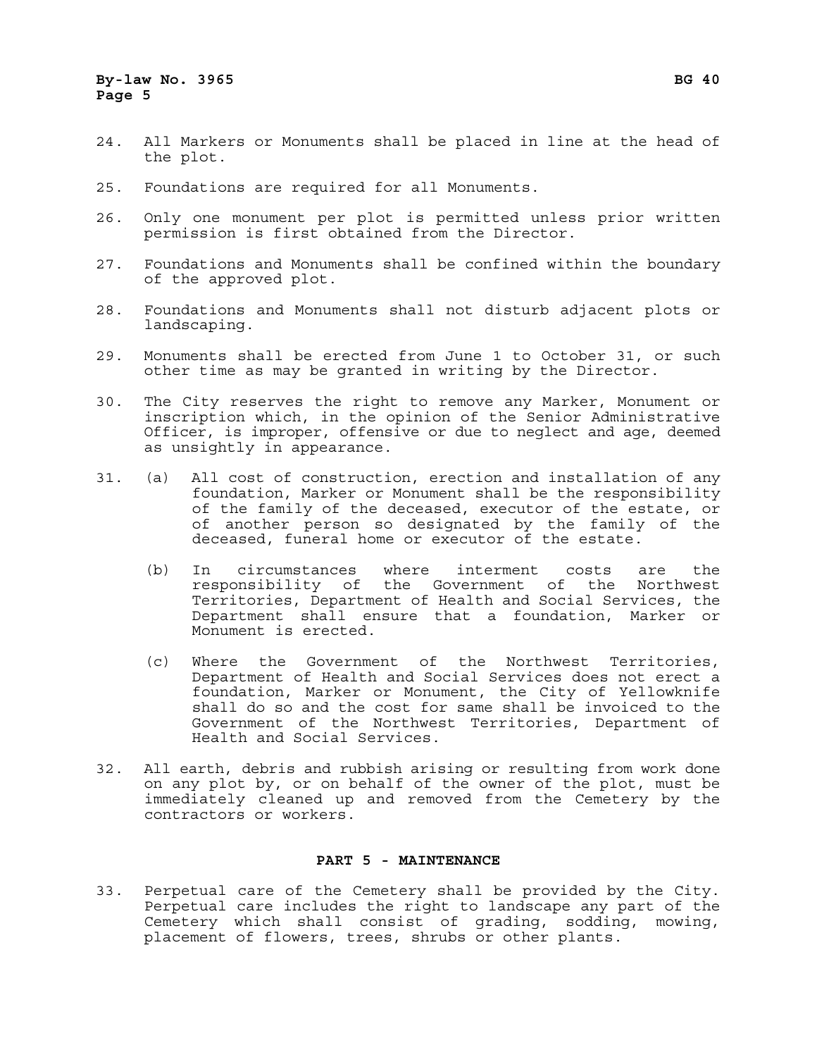24. All Markers or Monuments shall be placed in line at the head of the plot.

25. Foundations are required for all Monuments.

26. Only one monument per plot is permitted unless prior written permission is first obtained from the Director.

27. Foundations and Monuments shall be confined within the boundary of the approved plot.

28. Foundations and Monuments shall not disturb adjacent plots or landscaping.

29. Monuments shall be erected from June 1 to October 31, or such other time as may be granted in writing by the Director.

30. The City reserves the right to remove any Marker, Monument or inscription which, in the opinion of the Senior Administrative Officer, is improper, offensive or due to neglect and age, deemed as unsightly in appearance.

31. (a) All cost of construction, erection and installation of any foundation, Marker or Monument shall be the responsibility of the family of the deceased, executor of the estate, or of another person so designated by the family of the deceased, funeral home or executor of the estate.

    (b) In circumstances where interment costs are the responsibility of the Government of the Northwest Territories, Department of Health and Social Services, the Department shall ensure that a foundation, Marker or Monument is erected.

    (c) Where the Government of the Northwest Territories, Department of Health and Social Services does not erect a foundation, Marker or Monument, the City of Yellowknife shall do so and the cost for same shall be invoiced to the Government of the Northwest Territories, Department of Health and Social Services.

32. All earth, debris and rubbish arising or resulting from work done on any plot by, or on behalf of the owner of the plot, must be immediately cleaned up and removed from the Cemetery by the contractors or workers.

## PART 5 - MAINTENANCE

33. Perpetual care of the Cemetery shall be provided by the City. Perpetual care includes the right to landscape any part of the Cemetery which shall consist of grading, sodding, mowing, placement of flowers, trees, shrubs or other plants.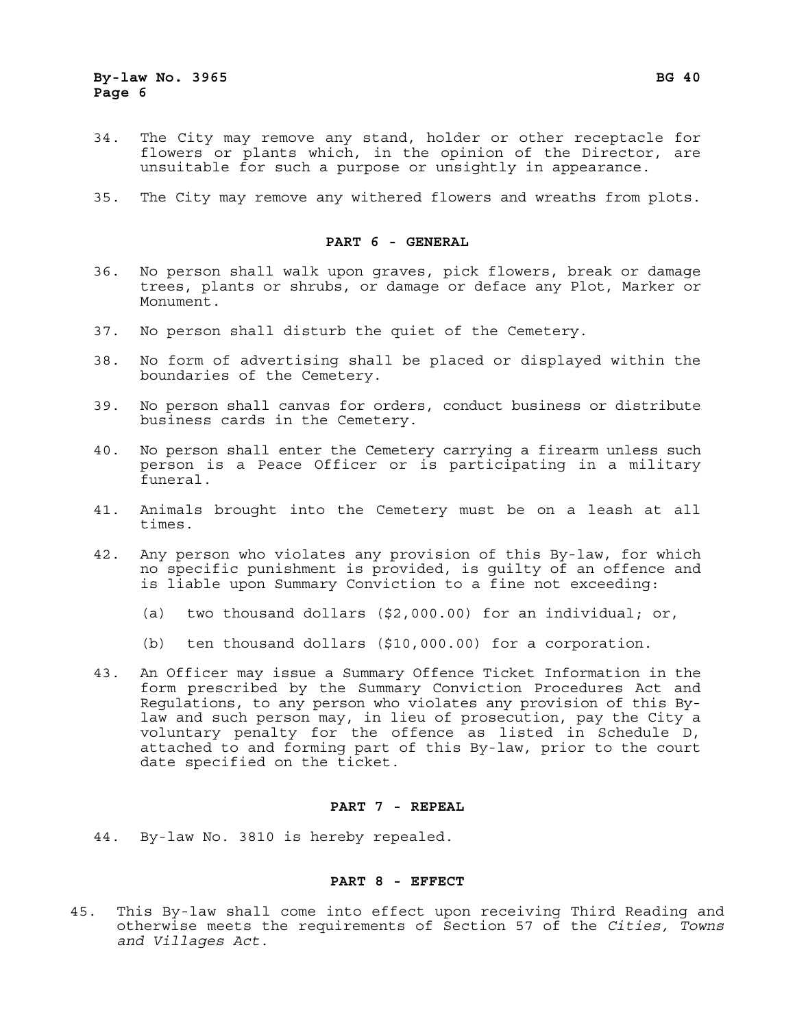34. The City may remove any stand, holder or other receptacle for flowers or plants which, in the opinion of the Director, are unsuitable for such a purpose or unsightly in appearance.

35. The City may remove any withered flowers and wreaths from plots.

## PART 6 - GENERAL

36. No person shall walk upon graves, pick flowers, break or damage trees, plants or shrubs, or damage or deface any Plot, Marker or Monument.

37. No person shall disturb the quiet of the Cemetery.

38. No form of advertising shall be placed or displayed within the boundaries of the Cemetery.

39. No person shall canvas for orders, conduct business or distribute business cards in the Cemetery.

40. No person shall enter the Cemetery carrying a firearm unless such person is a Peace Officer or is participating in a military funeral.

41. Animals brought into the Cemetery must be on a leash at all times.

42. Any person who violates any provision of this By-law, for which no specific punishment is provided, is guilty of an offence and is liable upon Summary Conviction to a fine not exceeding:

    (a) two thousand dollars ($2,000.00) for an individual; or,

    (b) ten thousand dollars ($10,000.00) for a corporation.

43. An Officer may issue a Summary Offence Ticket Information in the form prescribed by the Summary Conviction Procedures Act and Regulations, to any person who violates any provision of this By-law and such person may, in lieu of prosecution, pay the City a voluntary penalty for the offence as listed in Schedule D, attached to and forming part of this By-law, prior to the court date specified on the ticket.

## PART 7 - REPEAL

44. By-law No. 3810 is hereby repealed.

## PART 8 - EFFECT

45. This By-law shall come into effect upon receiving Third Reading and otherwise meets the requirements of Section 57 of the *Cities, Towns and Villages Act*.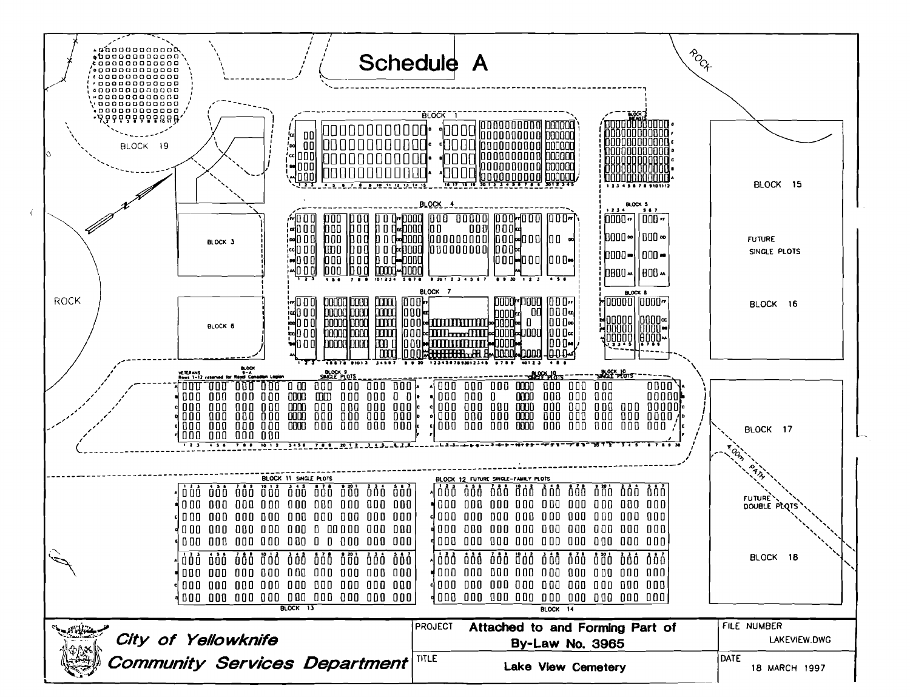# Schedule A

BLOCK 19

BLOCK 1

BLOCK 2 INFANTS

BLOCK 3

BLOCK 4

BLOCK 5

BLOCK 6

BLOCK 7

BLOCK 8

BLOCK 15

FUTURE SINGLE PLOTS

BLOCK 16

ROCK

VETERANS Rows 1-12 reserved for Royal Canadian Legion

BLOCK 9-A

BLOCK 9 SINGLE PLOTS

BLOCK 10 SINGLE PLOTS

BLOCK 17

4.00m PATH

FUTURE DOUBLE PLOTS

BLOCK 18

BLOCK 11 SINGLE PLOTS

BLOCK 12 FUTURE SINGLE-FAMILY PLOTS

BLOCK 13

BLOCK 14

| | | |
|---|---|---|
| ***City of Yellowknife*** ***Community Services Department*** | PROJECT **Attached to and Forming Part of By-Law No. 3965** | FILE NUMBER LAKEVIEW.DWG |
| | TITLE **Lake View Cemetery** | DATE 18 MARCH 1997 |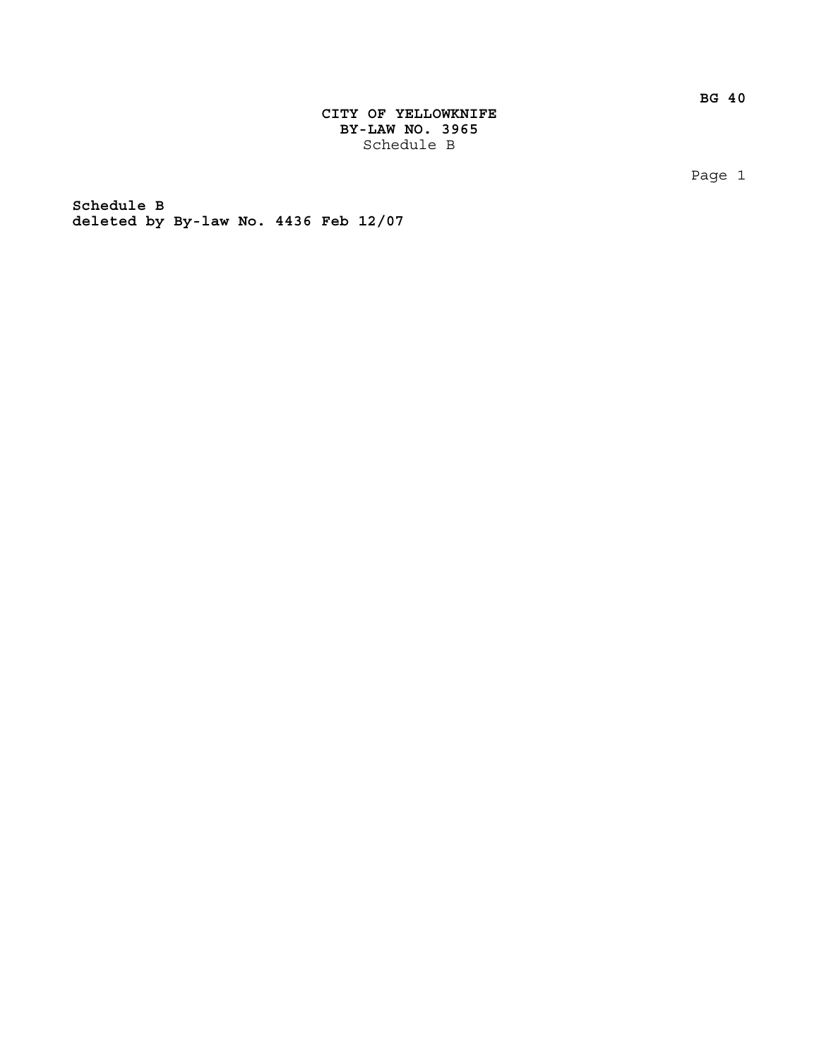**CITY OF YELLOWKNIFE**
**BY-LAW NO. 3965**
Schedule B

**Schedule B**
**deleted by By-law No. 4436 Feb 12/07**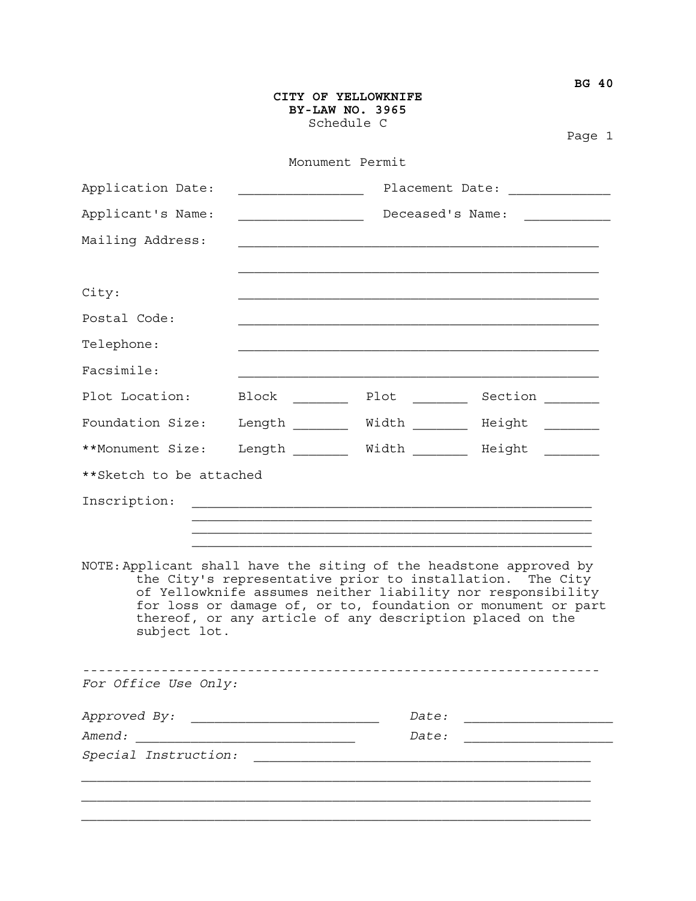BG 40

**CITY OF YELLOWKNIFE**
**BY-LAW NO. 3965**
Schedule C

Page 1

Monument Permit

Application Date: ________________ Placement Date: _____________

Applicant's Name: ________________ Deceased's Name: ___________

Mailing Address: ________________________________________________

________________________________________________

City: ________________________________________________

Postal Code: ________________________________________________

Telephone: ________________________________________________

Facsimile: ________________________________________________

Plot Location: Block _______ Plot _______ Section _______

Foundation Size: Length _______ Width _______ Height _______

**Monument Size: Length _______ Width _______ Height _______

**Sketch to be attached

Inscription: ____________________________________________________

____________________________________________________

____________________________________________________

____________________________________________________

NOTE: Applicant shall have the siting of the headstone approved by the City's representative prior to installation. The City of Yellowknife assumes neither liability nor responsibility for loss or damage of, or to, foundation or monument or part thereof, or any article of any description placed on the subject lot.

---

*For Office Use Only:*

*Approved By:* ________________________ *Date:* ___________________

*Amend:* _____________________________ *Date:* ___________________

*Special Instruction:* ____________________________________________

_________________________________________________________________

_________________________________________________________________

_________________________________________________________________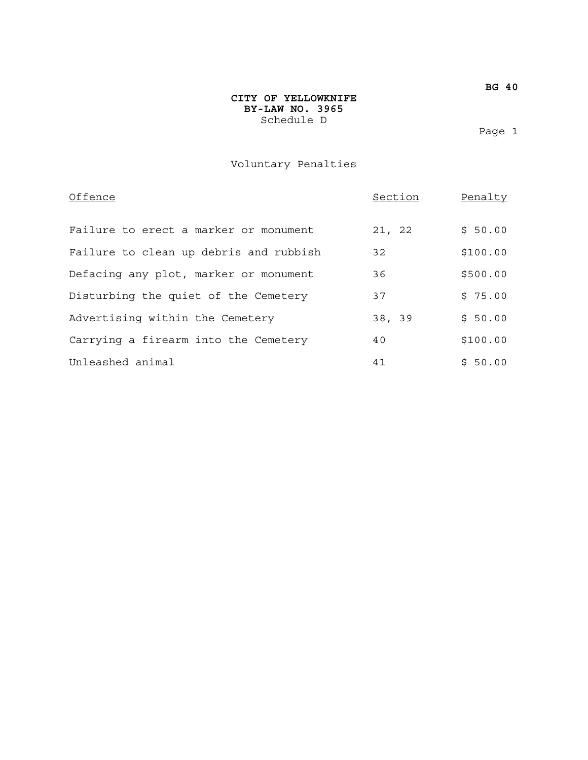**BG 40**

**CITY OF YELLOWKNIFE**
**BY-LAW NO. 3965**
Schedule D

## Voluntary Penalties

| Offence | Section | Penalty |
|---|---|---|
| Failure to erect a marker or monument | 21, 22 | $ 50.00 |
| Failure to clean up debris and rubbish | 32 | $100.00 |
| Defacing any plot, marker or monument | 36 | $500.00 |
| Disturbing the quiet of the Cemetery | 37 | $ 75.00 |
| Advertising within the Cemetery | 38, 39 | $ 50.00 |
| Carrying a firearm into the Cemetery | 40 | $100.00 |
| Unleashed animal | 41 | $ 50.00 |